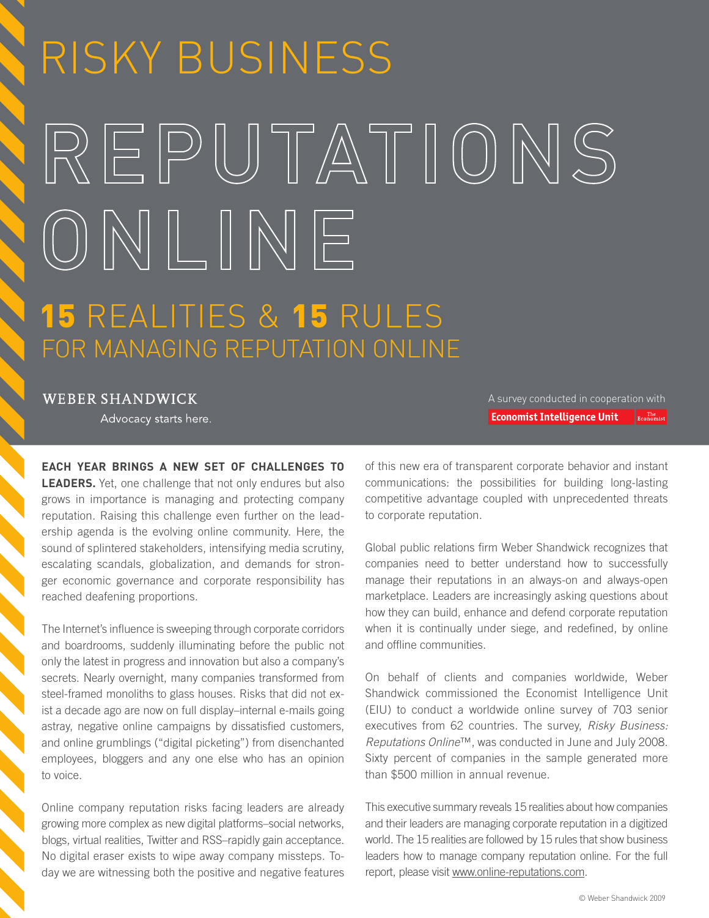# RISKY BUSINESS

# REPUTATIONS ONLINE

## 15 REALITIES & 15 RULES FOR MANAGING REPUTATION ONLINE

WEBER SHANDWICK

Advocacy starts here.

A survey conducted in cooperation with Economist Intelligence Unit

**EACH YEAR BRINGS A NEW SET OF CHALLENGES TO LEADERS.** Yet, one challenge that not only endures but also grows in importance is managing and protecting company reputation. Raising this challenge even further on the leadership agenda is the evolving online community. Here, the sound of splintered stakeholders, intensifying media scrutiny, escalating scandals, globalization, and demands for stronger economic governance and corporate responsibility has reached deafening proportions.

The Internet's influence is sweeping through corporate corridors and boardrooms, suddenly illuminating before the public not only the latest in progress and innovation but also a company's secrets. Nearly overnight, many companies transformed from steel-framed monoliths to glass houses. Risks that did not exist a decade ago are now on full display–internal e-mails going astray, negative online campaigns by dissatisfied customers, and online grumblings ("digital picketing") from disenchanted employees, bloggers and any one else who has an opinion to voice.

Online company reputation risks facing leaders are already growing more complex as new digital platforms–social networks, blogs, virtual realities, Twitter and RSS–rapidly gain acceptance. No digital eraser exists to wipe away company missteps. Today we are witnessing both the positive and negative features of this new era of transparent corporate behavior and instant communications: the possibilities for building long-lasting competitive advantage coupled with unprecedented threats to corporate reputation.

Global public relations firm Weber Shandwick recognizes that companies need to better understand how to successfully manage their reputations in an always-on and always-open marketplace. Leaders are increasingly asking questions about how they can build, enhance and defend corporate reputation when it is continually under siege, and redefined, by online and offline communities.

On behalf of clients and companies worldwide, Weber Shandwick commissioned the Economist Intelligence Unit (EIU) to conduct a worldwide online survey of 703 senior executives from 62 countries. The survey, *Risky Business: Reputations Online*™, was conducted in June and July 2008. Sixty percent of companies in the sample generated more than $500 million in annual revenue.

This executive summary reveals 15 realities about how companies and their leaders are managing corporate reputation in a digitized world. The 15 realities are followed by 15 rules that show business leaders how to manage company reputation online. For the full report, please visit www.online-reputations.com.

© Weber Shandwick 2009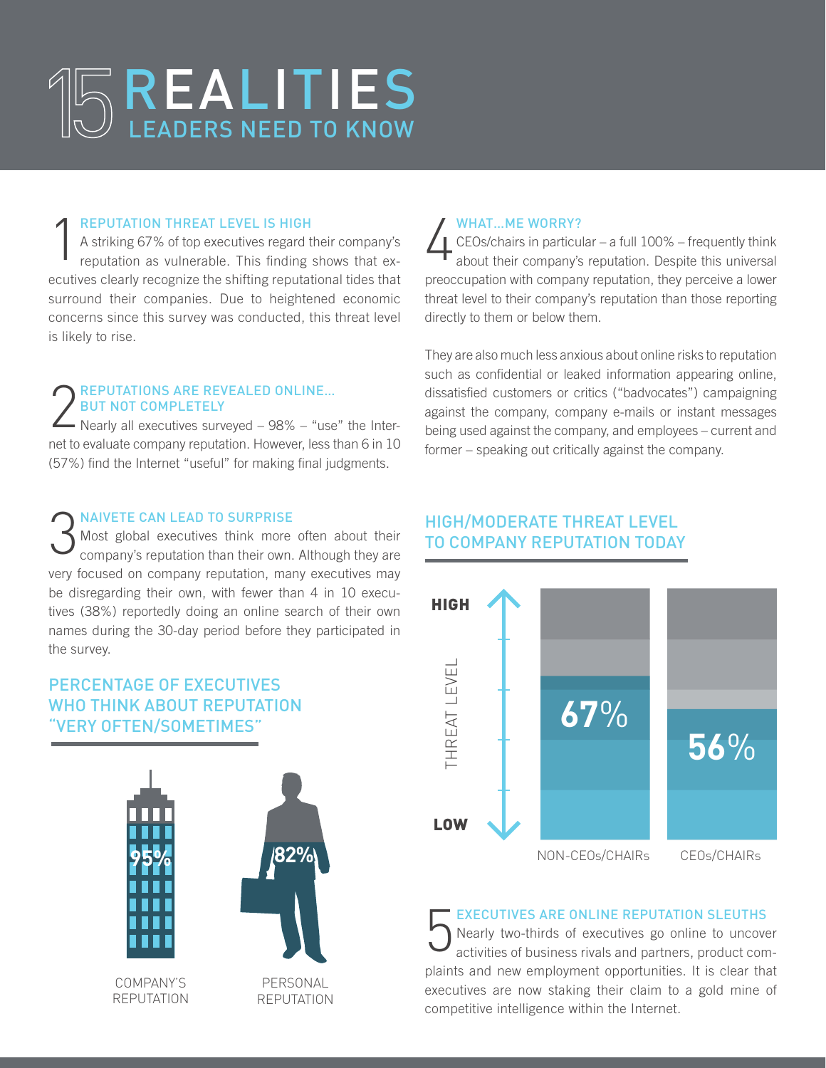# 15 REALITIES LEADERS NEED TO KNOW

## 1 REPUTATION THREAT LEVEL IS HIGH

A striking 67% of top executives regard their company's reputation as vulnerable. This finding shows that executives clearly recognize the shifting reputational tides that surround their companies. Due to heightened economic concerns since this survey was conducted, this threat level is likely to rise.

## 2 REPUTATIONS ARE REVEALED ONLINE... BUT NOT COMPLETELY

Nearly all executives surveyed – 98% – "use" the Internet to evaluate company reputation. However, less than 6 in 10 (57%) find the Internet "useful" for making final judgments.

## 3 NAIVETE CAN LEAD TO SURPRISE

Most global executives think more often about their company's reputation than their own. Although they are very focused on company reputation, many executives may be disregarding their own, with fewer than 4 in 10 executives (38%) reportedly doing an online search of their own names during the 30-day period before they participated in the survey.

### PERCENTAGE OF EXECUTIVES WHO THINK ABOUT REPUTATION "VERY OFTEN/SOMETIMES"

| COMPANY'S REPUTATION | PERSONAL REPUTATION |
| --- | --- |
| 95% | 82% |

## 4 WHAT...ME WORRY?

CEOs/chairs in particular – a full 100% – frequently think about their company's reputation. Despite this universal preoccupation with company reputation, they perceive a lower threat level to their company's reputation than those reporting directly to them or below them.

They are also much less anxious about online risks to reputation such as confidential or leaked information appearing online, dissatisfied customers or critics ("badvocates") campaigning against the company, company e-mails or instant messages being used against the company, and employees – current and former – speaking out critically against the company.

### HIGH/MODERATE THREAT LEVEL TO COMPANY REPUTATION TODAY

| | NON-CEOs/CHAIRs | CEOs/CHAIRs |
| --- | --- | --- |
| Threat level (high/moderate) | 67% | 56% |

## 5 EXECUTIVES ARE ONLINE REPUTATION SLEUTHS

Nearly two-thirds of executives go online to uncover activities of business rivals and partners, product complaints and new employment opportunities. It is clear that executives are now staking their claim to a gold mine of competitive intelligence within the Internet.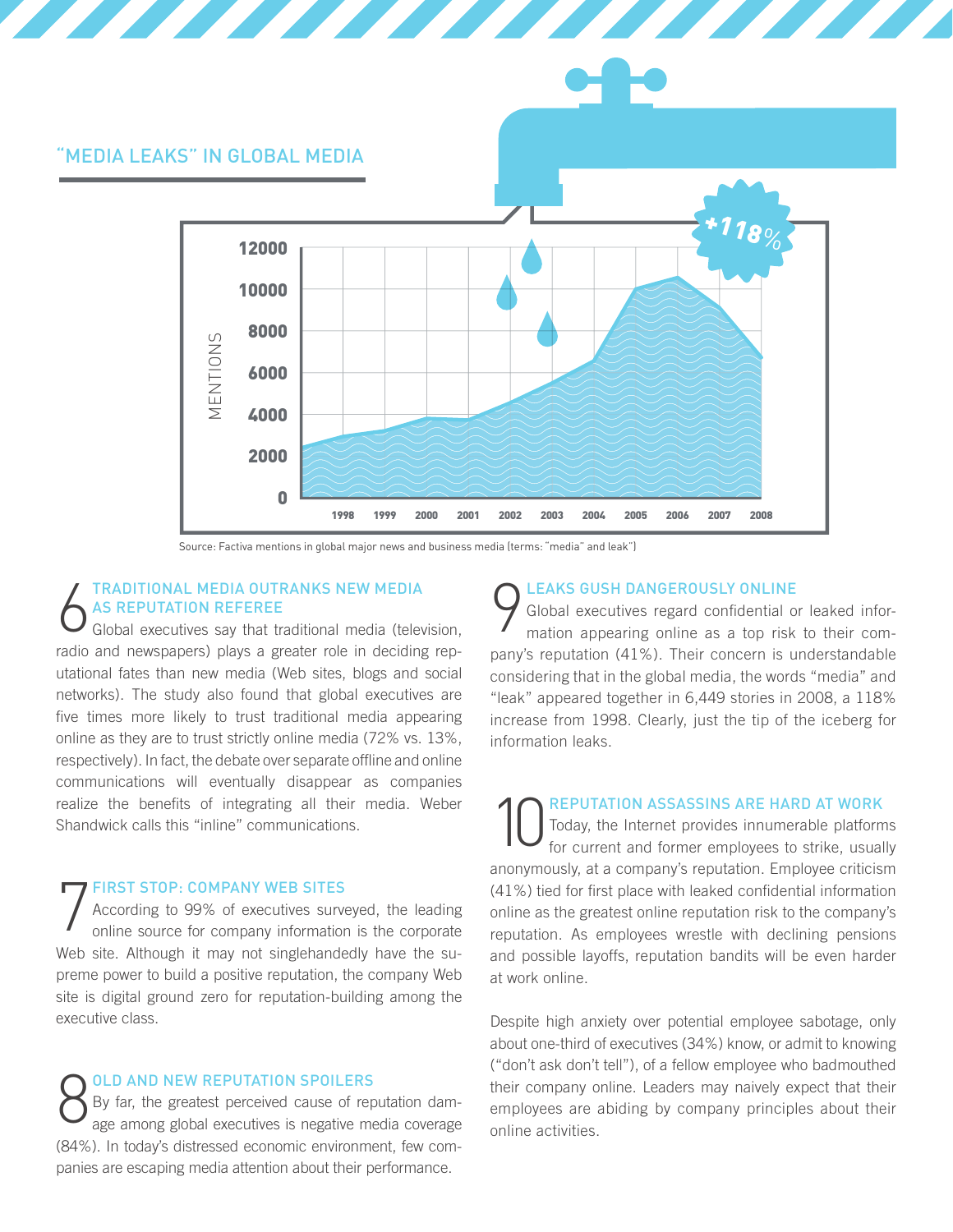## "MEDIA LEAKS" IN GLOBAL MEDIA

+118%

MENTIONS

12000
10000
8000
6000
4000
2000
0

1998 1999 2000 2001 2002 2003 2004 2005 2006 2007 2008

Source: Factiva mentions in global major news and business media (terms: "media" and leak")

### 6 TRADITIONAL MEDIA OUTRANKS NEW MEDIA AS REPUTATION REFEREE

Global executives say that traditional media (television, radio and newspapers) plays a greater role in deciding reputational fates than new media (Web sites, blogs and social networks). The study also found that global executives are five times more likely to trust traditional media appearing online as they are to trust strictly online media (72% vs. 13%, respectively). In fact, the debate over separate offline and online communications will eventually disappear as companies realize the benefits of integrating all their media. Weber Shandwick calls this "inline" communications.

### 7 FIRST STOP: COMPANY WEB SITES

According to 99% of executives surveyed, the leading online source for company information is the corporate Web site. Although it may not singlehandedly have the supreme power to build a positive reputation, the company Web site is digital ground zero for reputation-building among the executive class.

### 8 OLD AND NEW REPUTATION SPOILERS

By far, the greatest perceived cause of reputation damage among global executives is negative media coverage (84%). In today's distressed economic environment, few companies are escaping media attention about their performance.

### 9 LEAKS GUSH DANGEROUSLY ONLINE

Global executives regard confidential or leaked information appearing online as a top risk to their company's reputation (41%). Their concern is understandable considering that in the global media, the words "media" and "leak" appeared together in 6,449 stories in 2008, a 118% increase from 1998. Clearly, just the tip of the iceberg for information leaks.

### 10 REPUTATION ASSASSINS ARE HARD AT WORK

Today, the Internet provides innumerable platforms for current and former employees to strike, usually anonymously, at a company's reputation. Employee criticism (41%) tied for first place with leaked confidential information online as the greatest online reputation risk to the company's reputation. As employees wrestle with declining pensions and possible layoffs, reputation bandits will be even harder at work online.

Despite high anxiety over potential employee sabotage, only about one-third of executives (34%) know, or admit to knowing ("don't ask don't tell"), of a fellow employee who badmouthed their company online. Leaders may naively expect that their employees are abiding by company principles about their online activities.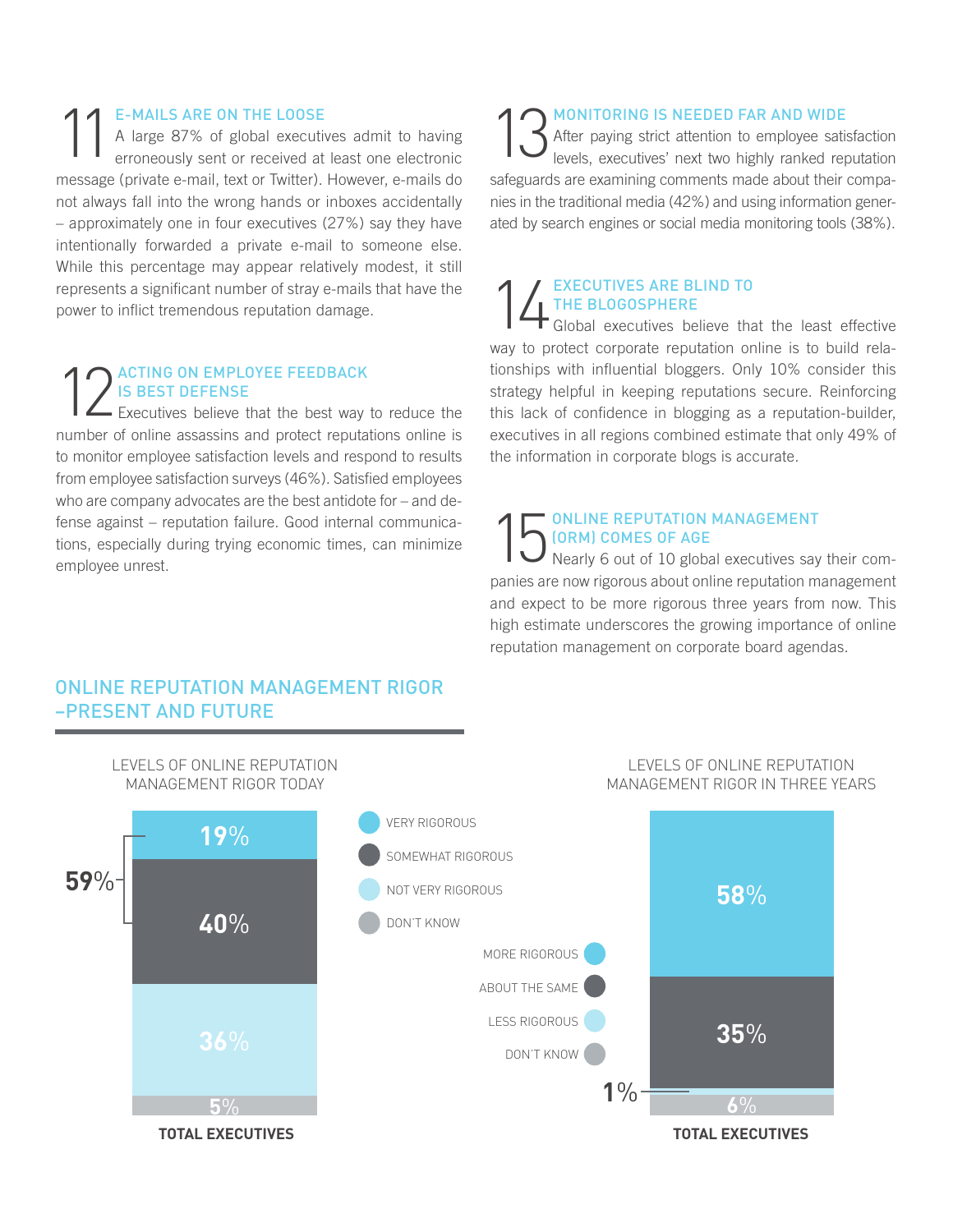## 11 E-MAILS ARE ON THE LOOSE

A large 87% of global executives admit to having erroneously sent or received at least one electronic message (private e-mail, text or Twitter). However, e-mails do not always fall into the wrong hands or inboxes accidentally – approximately one in four executives (27%) say they have intentionally forwarded a private e-mail to someone else. While this percentage may appear relatively modest, it still represents a significant number of stray e-mails that have the power to inflict tremendous reputation damage.

## 12 ACTING ON EMPLOYEE FEEDBACK IS BEST DEFENSE

Executives believe that the best way to reduce the number of online assassins and protect reputations online is to monitor employee satisfaction levels and respond to results from employee satisfaction surveys (46%). Satisfied employees who are company advocates are the best antidote for – and defense against – reputation failure. Good internal communications, especially during trying economic times, can minimize employee unrest.

## 13 MONITORING IS NEEDED FAR AND WIDE

After paying strict attention to employee satisfaction levels, executives' next two highly ranked reputation safeguards are examining comments made about their companies in the traditional media (42%) and using information generated by search engines or social media monitoring tools (38%).

## 14 EXECUTIVES ARE BLIND TO THE BLOGOSPHERE

Global executives believe that the least effective way to protect corporate reputation online is to build relationships with influential bloggers. Only 10% consider this strategy helpful in keeping reputations secure. Reinforcing this lack of confidence in blogging as a reputation-builder, executives in all regions combined estimate that only 49% of the information in corporate blogs is accurate.

## 15 ONLINE REPUTATION MANAGEMENT (ORM) COMES OF AGE

Nearly 6 out of 10 global executives say their companies are now rigorous about online reputation management and expect to be more rigorous three years from now. This high estimate underscores the growing importance of online reputation management on corporate board agendas.

## ONLINE REPUTATION MANAGEMENT RIGOR –PRESENT AND FUTURE

**LEVELS OF ONLINE REPUTATION MANAGEMENT RIGOR TODAY** (TOTAL EXECUTIVES)

| Level | % |
| --- | --- |
| VERY RIGOROUS | 19% |
| SOMEWHAT RIGOROUS | 40% |
| NOT VERY RIGOROUS | 36% |
| DON'T KNOW | 5% |

59% (Very rigorous + Somewhat rigorous)

**LEVELS OF ONLINE REPUTATION MANAGEMENT RIGOR IN THREE YEARS** (TOTAL EXECUTIVES)

| Level | % |
| --- | --- |
| MORE RIGOROUS | 58% |
| ABOUT THE SAME | 35% |
| LESS RIGOROUS | 1% |
| DON'T KNOW | 6% |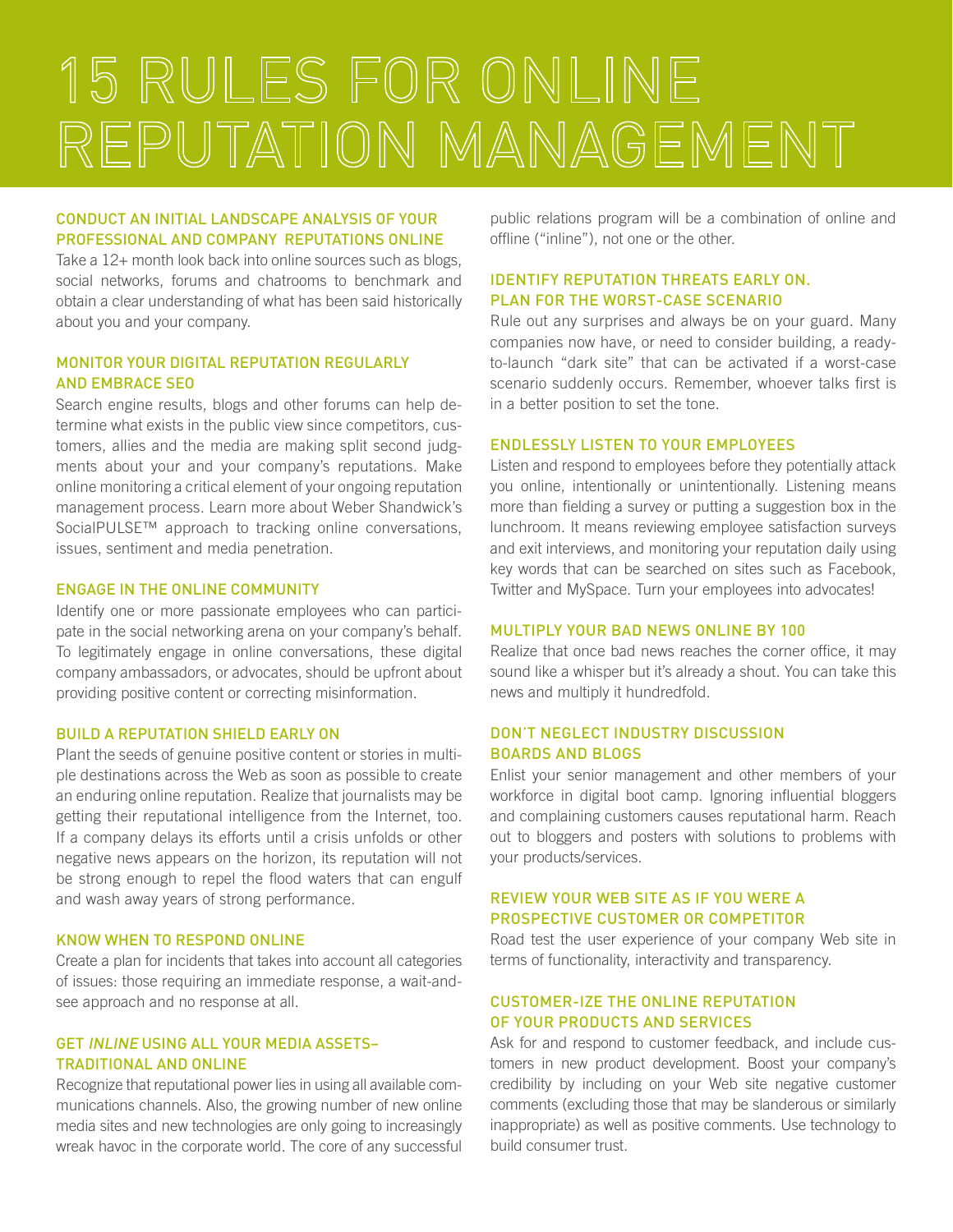# 15 RULES FOR ONLINE REPUTATION MANAGEMENT

### CONDUCT AN INITIAL LANDSCAPE ANALYSIS OF YOUR PROFESSIONAL AND COMPANY REPUTATIONS ONLINE

Take a 12+ month look back into online sources such as blogs, social networks, forums and chatrooms to benchmark and obtain a clear understanding of what has been said historically about you and your company.

### MONITOR YOUR DIGITAL REPUTATION REGULARLY AND EMBRACE SEO

Search engine results, blogs and other forums can help determine what exists in the public view since competitors, customers, allies and the media are making split second judgments about your and your company's reputations. Make online monitoring a critical element of your ongoing reputation management process. Learn more about Weber Shandwick's SocialPULSE™ approach to tracking online conversations, issues, sentiment and media penetration.

### ENGAGE IN THE ONLINE COMMUNITY

Identify one or more passionate employees who can participate in the social networking arena on your company's behalf. To legitimately engage in online conversations, these digital company ambassadors, or advocates, should be upfront about providing positive content or correcting misinformation.

### BUILD A REPUTATION SHIELD EARLY ON

Plant the seeds of genuine positive content or stories in multiple destinations across the Web as soon as possible to create an enduring online reputation. Realize that journalists may be getting their reputational intelligence from the Internet, too. If a company delays its efforts until a crisis unfolds or other negative news appears on the horizon, its reputation will not be strong enough to repel the flood waters that can engulf and wash away years of strong performance.

### KNOW WHEN TO RESPOND ONLINE

Create a plan for incidents that takes into account all categories of issues: those requiring an immediate response, a wait-and-see approach and no response at all.

### GET *INLINE* USING ALL YOUR MEDIA ASSETS– TRADITIONAL AND ONLINE

Recognize that reputational power lies in using all available communications channels. Also, the growing number of new online media sites and new technologies are only going to increasingly wreak havoc in the corporate world. The core of any successful public relations program will be a combination of online and offline ("inline"), not one or the other.

### IDENTIFY REPUTATION THREATS EARLY ON. PLAN FOR THE WORST-CASE SCENARIO

Rule out any surprises and always be on your guard. Many companies now have, or need to consider building, a ready-to-launch "dark site" that can be activated if a worst-case scenario suddenly occurs. Remember, whoever talks first is in a better position to set the tone.

### ENDLESSLY LISTEN TO YOUR EMPLOYEES

Listen and respond to employees before they potentially attack you online, intentionally or unintentionally. Listening means more than fielding a survey or putting a suggestion box in the lunchroom. It means reviewing employee satisfaction surveys and exit interviews, and monitoring your reputation daily using key words that can be searched on sites such as Facebook, Twitter and MySpace. Turn your employees into advocates!

### MULTIPLY YOUR BAD NEWS ONLINE BY 100

Realize that once bad news reaches the corner office, it may sound like a whisper but it's already a shout. You can take this news and multiply it hundredfold.

### DON'T NEGLECT INDUSTRY DISCUSSION BOARDS AND BLOGS

Enlist your senior management and other members of your workforce in digital boot camp. Ignoring influential bloggers and complaining customers causes reputational harm. Reach out to bloggers and posters with solutions to problems with your products/services.

### REVIEW YOUR WEB SITE AS IF YOU WERE A PROSPECTIVE CUSTOMER OR COMPETITOR

Road test the user experience of your company Web site in terms of functionality, interactivity and transparency.

### CUSTOMER-IZE THE ONLINE REPUTATION OF YOUR PRODUCTS AND SERVICES

Ask for and respond to customer feedback, and include customers in new product development. Boost your company's credibility by including on your Web site negative customer comments (excluding those that may be slanderous or similarly inappropriate) as well as positive comments. Use technology to build consumer trust.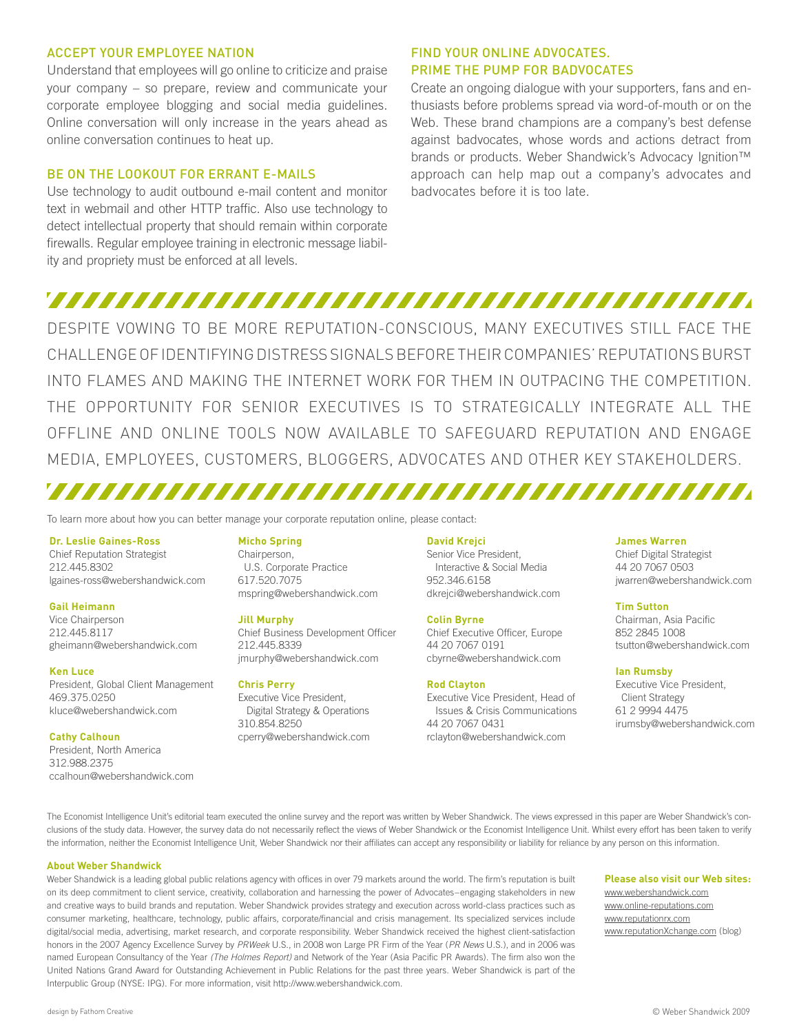### ACCEPT YOUR EMPLOYEE NATION

Understand that employees will go online to criticize and praise your company – so prepare, review and communicate your corporate employee blogging and social media guidelines. Online conversation will only increase in the years ahead as online conversation continues to heat up.

### BE ON THE LOOKOUT FOR ERRANT E-MAILS

Use technology to audit outbound e-mail content and monitor text in webmail and other HTTP traffic. Also use technology to detect intellectual property that should remain within corporate firewalls. Regular employee training in electronic message liability and propriety must be enforced at all levels.

### FIND YOUR ONLINE ADVOCATES. PRIME THE PUMP FOR BADVOCATES

Create an ongoing dialogue with your supporters, fans and enthusiasts before problems spread via word-of-mouth or on the Web. These brand champions are a company's best defense against badvocates, whose words and actions detract from brands or products. Weber Shandwick's Advocacy Ignition™ approach can help map out a company's advocates and badvocates before it is too late.

DESPITE VOWING TO BE MORE REPUTATION-CONSCIOUS, MANY EXECUTIVES STILL FACE THE CHALLENGE OF IDENTIFYING DISTRESS SIGNALS BEFORE THEIR COMPANIES' REPUTATIONS BURST INTO FLAMES AND MAKING THE INTERNET WORK FOR THEM IN OUTPACING THE COMPETITION. THE OPPORTUNITY FOR SENIOR EXECUTIVES IS TO STRATEGICALLY INTEGRATE ALL THE OFFLINE AND ONLINE TOOLS NOW AVAILABLE TO SAFEGUARD REPUTATION AND ENGAGE MEDIA, EMPLOYEES, CUSTOMERS, BLOGGERS, ADVOCATES AND OTHER KEY STAKEHOLDERS.

To learn more about how you can better manage your corporate reputation online, please contact:

**Dr. Leslie Gaines-Ross**
Chief Reputation Strategist
212.445.8302
lgaines-ross@webershandwick.com

**Gail Heimann**
Vice Chairperson
212.445.8117
gheimann@webershandwick.com

**Ken Luce**
President, Global Client Management
469.375.0250
kluce@webershandwick.com

**Cathy Calhoun**
President, North America
312.988.2375
ccalhoun@webershandwick.com

**Micho Spring**
Chairperson,
U.S. Corporate Practice
617.520.7075
mspring@webershandwick.com

**Jill Murphy**
Chief Business Development Officer
212.445.8339
jmurphy@webershandwick.com

**Chris Perry**
Executive Vice President,
Digital Strategy & Operations
310.854.8250
cperry@webershandwick.com

**David Krejci**
Senior Vice President,
Interactive & Social Media
952.346.6158
dkrejci@webershandwick.com

**Colin Byrne**
Chief Executive Officer, Europe
44 20 7067 0191
cbyrne@webershandwick.com

**Rod Clayton**
Executive Vice President, Head of
Issues & Crisis Communications
44 20 7067 0431
rclayton@webershandwick.com

**James Warren**
Chief Digital Strategist
44 20 7067 0503
jwarren@webershandwick.com

**Tim Sutton**
Chairman, Asia Pacific
852 2845 1008
tsutton@webershandwick.com

**Ian Rumsby**
Executive Vice President,
Client Strategy
61 2 9994 4475
irumsby@webershandwick.com

The Economist Intelligence Unit's editorial team executed the online survey and the report was written by Weber Shandwick. The views expressed in this paper are Weber Shandwick's conclusions of the study data. However, the survey data do not necessarily reflect the views of Weber Shandwick or the Economist Intelligence Unit. Whilst every effort has been taken to verify the information, neither the Economist Intelligence Unit, Weber Shandwick nor their affiliates can accept any responsibility or liability for reliance by any person on this information.

**About Weber Shandwick**

Weber Shandwick is a leading global public relations agency with offices in over 79 markets around the world. The firm's reputation is built on its deep commitment to client service, creativity, collaboration and harnessing the power of Advocates–engaging stakeholders in new and creative ways to build brands and reputation. Weber Shandwick provides strategy and execution across world-class practices such as consumer marketing, healthcare, technology, public affairs, corporate/financial and crisis management. Its specialized services include digital/social media, advertising, market research, and corporate responsibility. Weber Shandwick received the highest client-satisfaction honors in the 2007 Agency Excellence Survey by *PRWeek* U.S., in 2008 won Large PR Firm of the Year (*PR News* U.S.), and in 2006 was named European Consultancy of the Year *(The Holmes Report)* and Network of the Year (Asia Pacific PR Awards). The firm also won the United Nations Grand Award for Outstanding Achievement in Public Relations for the past three years. Weber Shandwick is part of the Interpublic Group (NYSE: IPG). For more information, visit http://www.webershandwick.com.

**Please also visit our Web sites:**
www.webershandwick.com
www.online-reputations.com
www.reputationrx.com
www.reputationXchange.com (blog)

design by Fathom Creative

© Weber Shandwick 2009